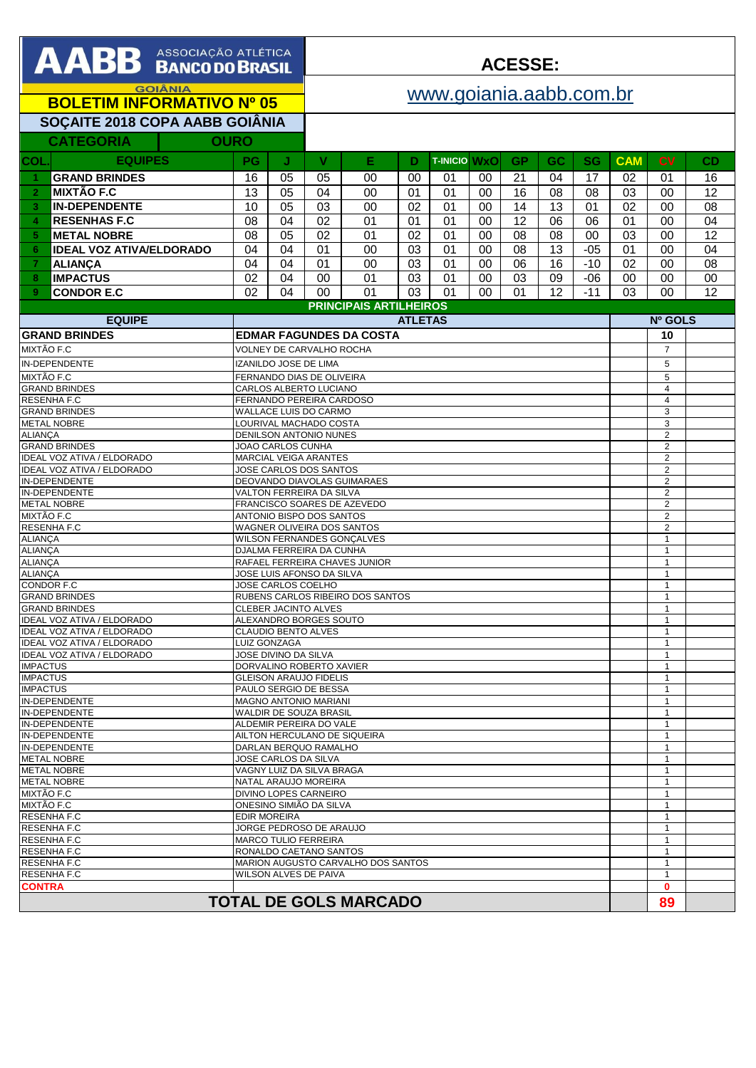# AABB ASSOCIAÇÃO ATLÉTICA BANCO DO BRASIL

GOIÂNIA

## BOLETIM INFORMATIVO Nº 05

**ACESSE:**

www.goiania.aabb.com.br

## SOÇAITE 2018 COPA AABB GOIÂNIA

**CATEGORIA** | **OURO**

| COL. | EQUIPES | PG | J | V | E | D | T-INICIO | WxO | GP | GC | SG | CAM | CV | CD |
|---|---|---|---|---|---|---|---|---|---|---|---|---|---|---|
| 1 | GRAND BRINDES | 16 | 05 | 05 | 00 | 00 | 01 | 00 | 21 | 04 | 17 | 02 | 01 | 16 |
| 2 | MIXTÃO F.C | 13 | 05 | 04 | 00 | 01 | 01 | 00 | 16 | 08 | 08 | 03 | 00 | 12 |
| 3 | IN-DEPENDENTE | 10 | 05 | 03 | 00 | 02 | 01 | 00 | 14 | 13 | 01 | 02 | 00 | 08 |
| 4 | RESENHAS F.C | 08 | 04 | 02 | 01 | 01 | 01 | 00 | 12 | 06 | 06 | 01 | 00 | 04 |
| 5 | METAL NOBRE | 08 | 05 | 02 | 01 | 02 | 01 | 00 | 08 | 08 | 00 | 03 | 00 | 12 |
| 6 | IDEAL VOZ ATIVA/ELDORADO | 04 | 04 | 01 | 00 | 03 | 01 | 00 | 08 | 13 | -05 | 01 | 00 | 04 |
| 7 | ALIANÇA | 04 | 04 | 01 | 00 | 03 | 01 | 00 | 06 | 16 | -10 | 02 | 00 | 08 |
| 8 | IMPACTUS | 02 | 04 | 00 | 01 | 03 | 01 | 00 | 03 | 09 | -06 | 00 | 00 | 00 |
| 9 | CONDOR E.C | 02 | 04 | 00 | 01 | 03 | 01 | 00 | 01 | 12 | -11 | 03 | 00 | 12 |

## PRINCIPAIS ARTILHEIROS

| EQUIPE | ATLETAS | Nº GOLS |
|---|---|---|
| GRAND BRINDES | EDMAR FAGUNDES DA COSTA | 10 |
| MIXTÃO F.C | VOLNEY DE CARVALHO ROCHA | 7 |
| IN-DEPENDENTE | IZANILDO JOSE DE LIMA | 5 |
| MIXTÃO F.C | FERNANDO DIAS DE OLIVEIRA | 5 |
| GRAND BRINDES | CARLOS ALBERTO LUCIANO | 4 |
| RESENHA F.C | FERNANDO PEREIRA CARDOSO | 4 |
| GRAND BRINDES | WALLACE LUIS DO CARMO | 3 |
| METAL NOBRE | LOURIVAL MACHADO COSTA | 3 |
| ALIANÇA | DENILSON ANTONIO NUNES | 2 |
| GRAND BRINDES | JOAO CARLOS CUNHA | 2 |
| IDEAL VOZ ATIVA / ELDORADO | MARCIAL VEIGA ARANTES | 2 |
| IDEAL VOZ ATIVA / ELDORADO | JOSE CARLOS DOS SANTOS | 2 |
| IN-DEPENDENTE | DEOVANDO DIAVOLAS GUIMARAES | 2 |
| IN-DEPENDENTE | VALTON FERREIRA DA SILVA | 2 |
| METAL NOBRE | FRANCISCO SOARES DE AZEVEDO | 2 |
| MIXTÃO F.C | ANTONIO BISPO DOS SANTOS | 2 |
| RESENHA F.C | WAGNER OLIVEIRA DOS SANTOS | 2 |
| ALIANÇA | WILSON FERNANDES GONÇALVES | 1 |
| ALIANÇA | DJALMA FERREIRA DA CUNHA | 1 |
| ALIANÇA | RAFAEL FERREIRA CHAVES JUNIOR | 1 |
| ALIANÇA | JOSE LUIS AFONSO DA SILVA | 1 |
| CONDOR F.C | JOSE CARLOS COELHO | 1 |
| GRAND BRINDES | RUBENS CARLOS RIBEIRO DOS SANTOS | 1 |
| GRAND BRINDES | CLEBER JACINTO ALVES | 1 |
| IDEAL VOZ ATIVA / ELDORADO | ALEXANDRO BORGES SOUTO | 1 |
| IDEAL VOZ ATIVA / ELDORADO | CLAUDIO BENTO ALVES | 1 |
| IDEAL VOZ ATIVA / ELDORADO | LUIZ GONZAGA | 1 |
| IDEAL VOZ ATIVA / ELDORADO | JOSE DIVINO DA SILVA | 1 |
| IMPACTUS | DORVALINO ROBERTO XAVIER | 1 |
| IMPACTUS | GLEISON ARAUJO FIDELIS | 1 |
| IMPACTUS | PAULO SERGIO DE BESSA | 1 |
| IN-DEPENDENTE | MAGNO ANTONIO MARIANI | 1 |
| IN-DEPENDENTE | WALDIR DE SOUZA BRASIL | 1 |
| IN-DEPENDENTE | ALDEMIR PEREIRA DO VALE | 1 |
| IN-DEPENDENTE | AILTON HERCULANO DE SIQUEIRA | 1 |
| IN-DEPENDENTE | DARLAN BERQUO RAMALHO | 1 |
| METAL NOBRE | JOSE CARLOS DA SILVA | 1 |
| METAL NOBRE | VAGNY LUIZ DA SILVA BRAGA | 1 |
| METAL NOBRE | NATAL ARAUJO MOREIRA | 1 |
| MIXTÃO F.C | DIVINO LOPES CARNEIRO | 1 |
| MIXTÃO F.C | ONESINO SIMIÃO DA SILVA | 1 |
| RESENHA F.C | EDIR MOREIRA | 1 |
| RESENHA F.C | JORGE PEDROSO DE ARAUJO | 1 |
| RESENHA F.C | MARCO TULIO FERREIRA | 1 |
| RESENHA F.C | RONALDO CAETANO SANTOS | 1 |
| RESENHA F.C | MARION AUGUSTO CARVALHO DOS SANTOS | 1 |
| RESENHA F.C | WILSON ALVES DE PAIVA | 1 |
| CONTRA | | 0 |
| **TOTAL DE GOLS MARCADO** | | **89** |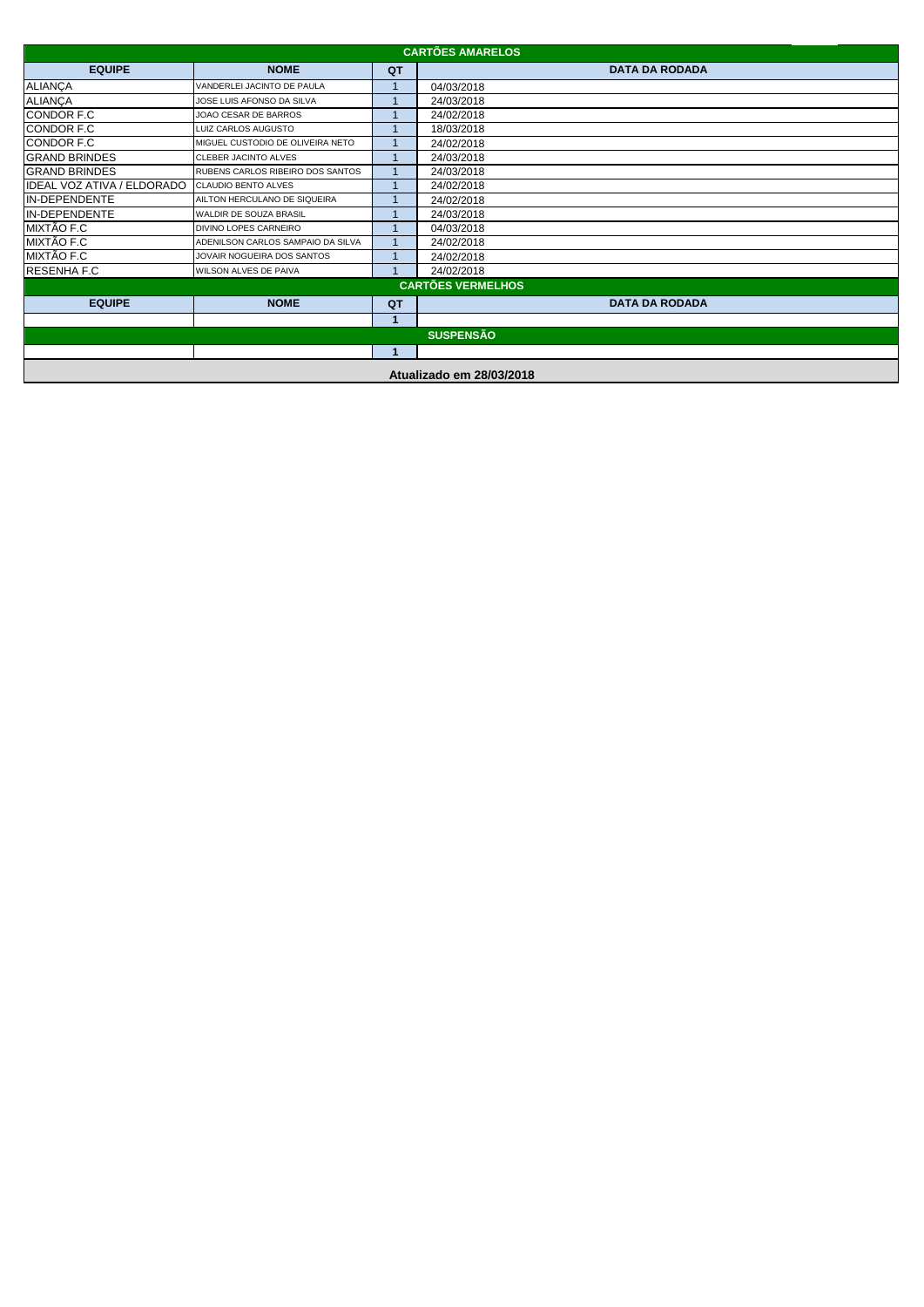| CARTÕES AMARELOS | | | |
|---|---|---|---|
| **EQUIPE** | **NOME** | **QT** | **DATA DA RODADA** |
| ALIANÇA | VANDERLEI JACINTO DE PAULA | 1 | 04/03/2018 |
| ALIANÇA | JOSE LUIS AFONSO DA SILVA | 1 | 24/03/2018 |
| CONDOR F.C | JOAO CESAR DE BARROS | 1 | 24/02/2018 |
| CONDOR F.C | LUIZ CARLOS AUGUSTO | 1 | 18/03/2018 |
| CONDOR F.C | MIGUEL CUSTODIO DE OLIVEIRA NETO | 1 | 24/02/2018 |
| GRAND BRINDES | CLEBER JACINTO ALVES | 1 | 24/03/2018 |
| GRAND BRINDES | RUBENS CARLOS RIBEIRO DOS SANTOS | 1 | 24/03/2018 |
| IDEAL VOZ ATIVA / ELDORADO | CLAUDIO BENTO ALVES | 1 | 24/02/2018 |
| IN-DEPENDENTE | AILTON HERCULANO DE SIQUEIRA | 1 | 24/02/2018 |
| IN-DEPENDENTE | WALDIR DE SOUZA BRASIL | 1 | 24/03/2018 |
| MIXTÃO F.C | DIVINO LOPES CARNEIRO | 1 | 04/03/2018 |
| MIXTÃO F.C | ADENILSON CARLOS SAMPAIO DA SILVA | 1 | 24/02/2018 |
| MIXTÃO F.C | JOVAIR NOGUEIRA DOS SANTOS | 1 | 24/02/2018 |
| RESENHA F.C | WILSON ALVES DE PAIVA | 1 | 24/02/2018 |

| CARTÕES VERMELHOS | | | |
|---|---|---|---|
| **EQUIPE** | **NOME** | **QT** | **DATA DA RODADA** |
| | | 1 | |

| SUSPENSÃO | | | |
|---|---|---|---|
| | | 1 | |

**Atualizado em 28/03/2018**